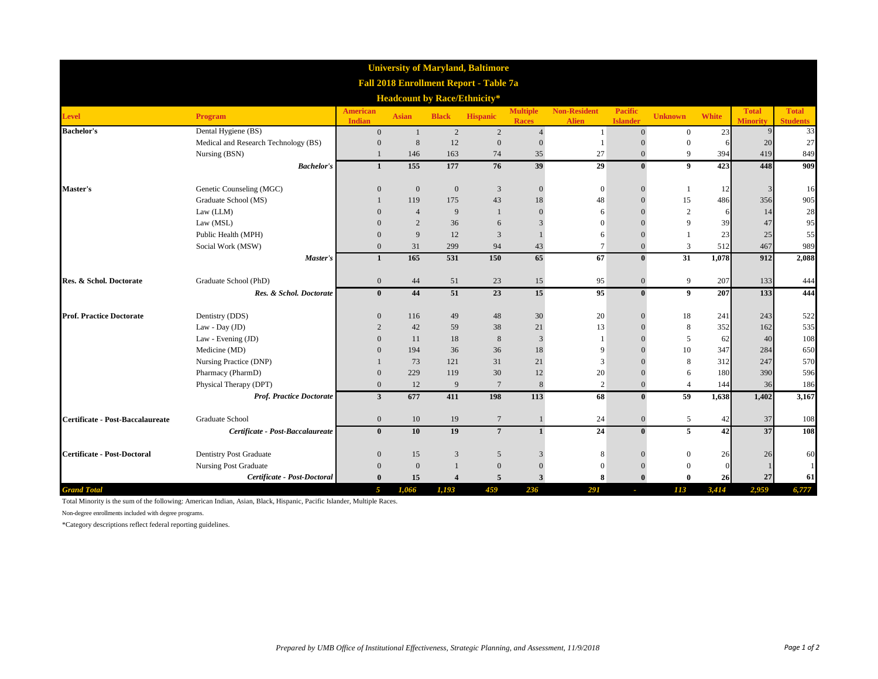# University of Maryland, Baltimore

## Fall 2018 Enrollment Report - Table 7a

### Headcount by Race/Ethnicity*

| Level | Program | American Indian | Asian | Black | Hispanic | Multiple Races | Non-Resident Alien | Pacific Islander | Unknown | White | Total Minority | Total Students |
|---|---|---|---|---|---|---|---|---|---|---|---|---|
| **Bachelor's** | Dental Hygiene (BS) | 0 | 1 | 2 | 2 | 4 | 1 | 0 | 0 | 23 | 9 | 33 |
| | Medical and Research Technology (BS) | 0 | 8 | 12 | 0 | 0 | 1 | 0 | 0 | 6 | 20 | 27 |
| | Nursing (BSN) | 1 | 146 | 163 | 74 | 35 | 27 | 0 | 9 | 394 | 419 | 849 |
| | ***Bachelor's*** | **1** | **155** | **177** | **76** | **39** | **29** | **0** | **9** | **423** | **448** | **909** |
| **Master's** | Genetic Counseling (MGC) | 0 | 0 | 0 | 3 | 0 | 0 | 0 | 1 | 12 | 3 | 16 |
| | Graduate School (MS) | 1 | 119 | 175 | 43 | 18 | 48 | 0 | 15 | 486 | 356 | 905 |
| | Law (LLM) | 0 | 4 | 9 | 1 | 0 | 6 | 0 | 2 | 6 | 14 | 28 |
| | Law (MSL) | 0 | 2 | 36 | 6 | 3 | 0 | 0 | 9 | 39 | 47 | 95 |
| | Public Health (MPH) | 0 | 9 | 12 | 3 | 1 | 6 | 0 | 1 | 23 | 25 | 55 |
| | Social Work (MSW) | 0 | 31 | 299 | 94 | 43 | 7 | 0 | 3 | 512 | 467 | 989 |
| | ***Master's*** | **1** | **165** | **531** | **150** | **65** | **67** | **0** | **31** | **1,078** | **912** | **2,088** |
| **Res. & Schol. Doctorate** | Graduate School (PhD) | 0 | 44 | 51 | 23 | 15 | 95 | 0 | 9 | 207 | 133 | 444 |
| | ***Res. & Schol. Doctorate*** | **0** | **44** | **51** | **23** | **15** | **95** | **0** | **9** | **207** | **133** | **444** |
| **Prof. Practice Doctorate** | Dentistry (DDS) | 0 | 116 | 49 | 48 | 30 | 20 | 0 | 18 | 241 | 243 | 522 |
| | Law - Day (JD) | 2 | 42 | 59 | 38 | 21 | 13 | 0 | 8 | 352 | 162 | 535 |
| | Law - Evening (JD) | 0 | 11 | 18 | 8 | 3 | 1 | 0 | 5 | 62 | 40 | 108 |
| | Medicine (MD) | 0 | 194 | 36 | 36 | 18 | 9 | 0 | 10 | 347 | 284 | 650 |
| | Nursing Practice (DNP) | 1 | 73 | 121 | 31 | 21 | 3 | 0 | 8 | 312 | 247 | 570 |
| | Pharmacy (PharmD) | 0 | 229 | 119 | 30 | 12 | 20 | 0 | 6 | 180 | 390 | 596 |
| | Physical Therapy (DPT) | 0 | 12 | 9 | 7 | 8 | 2 | 0 | 4 | 144 | 36 | 186 |
| | ***Prof. Practice Doctorate*** | **3** | **677** | **411** | **198** | **113** | **68** | **0** | **59** | **1,638** | **1,402** | **3,167** |
| **Certificate - Post-Baccalaureate** | Graduate School | 0 | 10 | 19 | 7 | 1 | 24 | 0 | 5 | 42 | 37 | 108 |
| | ***Certificate - Post-Baccalaureate*** | **0** | **10** | **19** | **7** | **1** | **24** | **0** | **5** | **42** | **37** | **108** |
| **Certificate - Post-Doctoral** | Dentistry Post Graduate | 0 | 15 | 3 | 5 | 3 | 8 | 0 | 0 | 26 | 26 | 60 |
| | Nursing Post Graduate | 0 | 0 | 1 | 0 | 0 | 0 | 0 | 0 | 0 | 1 | 1 |
| | ***Certificate - Post-Doctoral*** | **0** | **15** | **4** | **5** | **3** | **8** | **0** | **0** | **26** | **27** | **61** |
| ***Grand Total*** | | ***5*** | ***1,066*** | ***1,193*** | ***459*** | ***236*** | ***291*** | ***-*** | ***113*** | ***3,414*** | ***2,959*** | ***6,777*** |

Total Minority is the sum of the following: American Indian, Asian, Black, Hispanic, Pacific Islander, Multiple Races.

Non-degree enrollments included with degree programs.

*Category descriptions reflect federal reporting guidelines.

*Prepared by UMB Office of Institutional Effectiveness, Strategic Planning, and Assessment, 11/9/2018*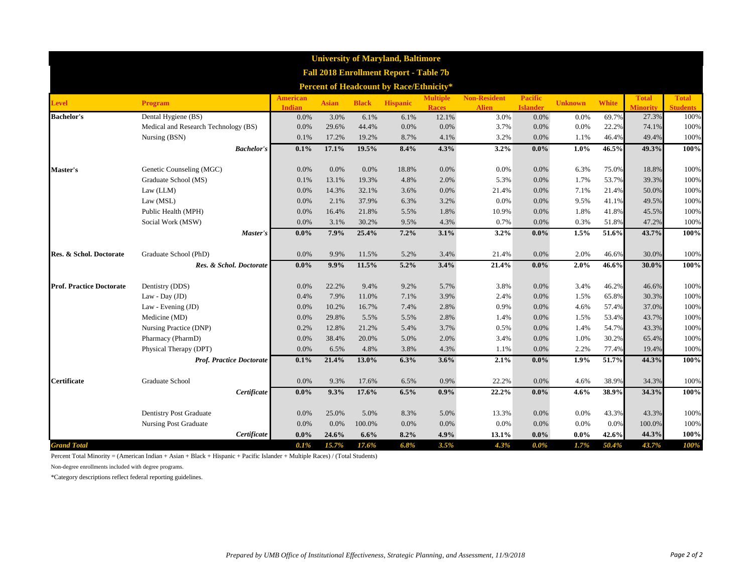# University of Maryland, Baltimore

## Fall 2018 Enrollment Report - Table 7b

### Percent of Headcount by Race/Ethnicity*

| Level | Program | American Indian | Asian | Black | Hispanic | Multiple Races | Non-Resident Alien | Pacific Islander | Unknown | White | Total Minority | Total Students |
|---|---|---|---|---|---|---|---|---|---|---|---|---|
| **Bachelor's** | Dental Hygiene (BS) | 0.0% | 3.0% | 6.1% | 6.1% | 12.1% | 3.0% | 0.0% | 0.0% | 69.7% | 27.3% | 100% |
| | Medical and Research Technology (BS) | 0.0% | 29.6% | 44.4% | 0.0% | 0.0% | 3.7% | 0.0% | 0.0% | 22.2% | 74.1% | 100% |
| | Nursing (BSN) | 0.1% | 17.2% | 19.2% | 8.7% | 4.1% | 3.2% | 0.0% | 1.1% | 46.4% | 49.4% | 100% |
| | ***Bachelor's*** | **0.1%** | **17.1%** | **19.5%** | **8.4%** | **4.3%** | **3.2%** | **0.0%** | **1.0%** | **46.5%** | **49.3%** | **100%** |
| **Master's** | Genetic Counseling (MGC) | 0.0% | 0.0% | 0.0% | 18.8% | 0.0% | 0.0% | 0.0% | 6.3% | 75.0% | 18.8% | 100% |
| | Graduate School (MS) | 0.1% | 13.1% | 19.3% | 4.8% | 2.0% | 5.3% | 0.0% | 1.7% | 53.7% | 39.3% | 100% |
| | Law (LLM) | 0.0% | 14.3% | 32.1% | 3.6% | 0.0% | 21.4% | 0.0% | 7.1% | 21.4% | 50.0% | 100% |
| | Law (MSL) | 0.0% | 2.1% | 37.9% | 6.3% | 3.2% | 0.0% | 0.0% | 9.5% | 41.1% | 49.5% | 100% |
| | Public Health (MPH) | 0.0% | 16.4% | 21.8% | 5.5% | 1.8% | 10.9% | 0.0% | 1.8% | 41.8% | 45.5% | 100% |
| | Social Work (MSW) | 0.0% | 3.1% | 30.2% | 9.5% | 4.3% | 0.7% | 0.0% | 0.3% | 51.8% | 47.2% | 100% |
| | ***Master's*** | **0.0%** | **7.9%** | **25.4%** | **7.2%** | **3.1%** | **3.2%** | **0.0%** | **1.5%** | **51.6%** | **43.7%** | **100%** |
| **Res. & Schol. Doctorate** | Graduate School (PhD) | 0.0% | 9.9% | 11.5% | 5.2% | 3.4% | 21.4% | 0.0% | 2.0% | 46.6% | 30.0% | 100% |
| | ***Res. & Schol. Doctorate*** | **0.0%** | **9.9%** | **11.5%** | **5.2%** | **3.4%** | **21.4%** | **0.0%** | **2.0%** | **46.6%** | **30.0%** | **100%** |
| **Prof. Practice Doctorate** | Dentistry (DDS) | 0.0% | 22.2% | 9.4% | 9.2% | 5.7% | 3.8% | 0.0% | 3.4% | 46.2% | 46.6% | 100% |
| | Law - Day (JD) | 0.4% | 7.9% | 11.0% | 7.1% | 3.9% | 2.4% | 0.0% | 1.5% | 65.8% | 30.3% | 100% |
| | Law - Evening (JD) | 0.0% | 10.2% | 16.7% | 7.4% | 2.8% | 0.9% | 0.0% | 4.6% | 57.4% | 37.0% | 100% |
| | Medicine (MD) | 0.0% | 29.8% | 5.5% | 5.5% | 2.8% | 1.4% | 0.0% | 1.5% | 53.4% | 43.7% | 100% |
| | Nursing Practice (DNP) | 0.2% | 12.8% | 21.2% | 5.4% | 3.7% | 0.5% | 0.0% | 1.4% | 54.7% | 43.3% | 100% |
| | Pharmacy (PharmD) | 0.0% | 38.4% | 20.0% | 5.0% | 2.0% | 3.4% | 0.0% | 1.0% | 30.2% | 65.4% | 100% |
| | Physical Therapy (DPT) | 0.0% | 6.5% | 4.8% | 3.8% | 4.3% | 1.1% | 0.0% | 2.2% | 77.4% | 19.4% | 100% |
| | ***Prof. Practice Doctorate*** | **0.1%** | **21.4%** | **13.0%** | **6.3%** | **3.6%** | **2.1%** | **0.0%** | **1.9%** | **51.7%** | **44.3%** | **100%** |
| **Certificate** | Graduate School | 0.0% | 9.3% | 17.6% | 6.5% | 0.9% | 22.2% | 0.0% | 4.6% | 38.9% | 34.3% | 100% |
| | ***Certificate*** | **0.0%** | **9.3%** | **17.6%** | **6.5%** | **0.9%** | **22.2%** | **0.0%** | **4.6%** | **38.9%** | **34.3%** | **100%** |
| | Dentistry Post Graduate | 0.0% | 25.0% | 5.0% | 8.3% | 5.0% | 13.3% | 0.0% | 0.0% | 43.3% | 43.3% | 100% |
| | Nursing Post Graduate | 0.0% | 0.0% | 100.0% | 0.0% | 0.0% | 0.0% | 0.0% | 0.0% | 0.0% | 100.0% | 100% |
| | ***Certificate*** | **0.0%** | **24.6%** | **6.6%** | **8.2%** | **4.9%** | **13.1%** | **0.0%** | **0.0%** | **42.6%** | **44.3%** | **100%** |
| ***Grand Total*** | | *0.1%* | *15.7%* | *17.6%* | *6.8%* | *3.5%* | *4.3%* | *0.0%* | *1.7%* | *50.4%* | *43.7%* | *100%* |

Percent Total Minority = (American Indian + Asian + Black + Hispanic + Pacific Islander + Multiple Races) / (Total Students)

Non-degree enrollments included with degree programs.

*Category descriptions reflect federal reporting guidelines.

*Prepared by UMB Office of Institutional Effectiveness, Strategic Planning, and Assessment, 11/9/2018*